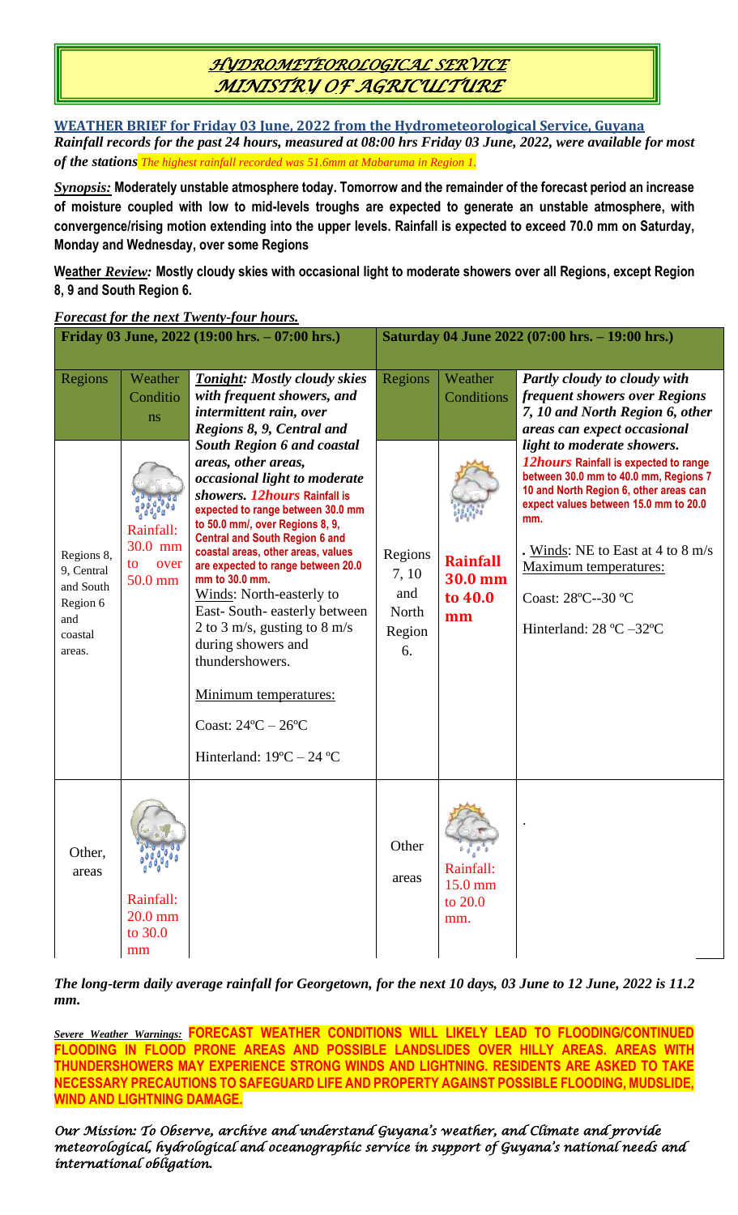# HYDROMETEOROLOGICAL SERVICE
# MINISTRY OF AGRICULTURE

**WEATHER BRIEF for Friday 03 June, 2022 from the Hydrometeorological Service, Guyana**

***Rainfall records for the past 24 hours, measured at 08:00 hrs Friday 03 June, 2022, were available for most of the stations*** *The highest rainfall recorded was 51.6mm at Mabaruma in Region 1.*

***Synopsis:*** **Moderately unstable atmosphere today. Tomorrow and the remainder of the forecast period an increase of moisture coupled with low to mid-levels troughs are expected to generate an unstable atmosphere, with convergence/rising motion extending into the upper levels. Rainfall is expected to exceed 70.0 mm on Saturday, Monday and Wednesday, over some Regions**

**Weather *Review:* Mostly cloudy skies with occasional light to moderate showers over all Regions, except Region 8, 9 and South Region 6.**

***Forecast for the next Twenty-four hours.***

| Friday 03 June, 2022 (19:00 hrs. – 07:00 hrs.) | | | Saturday 04 June 2022 (07:00 hrs. – 19:00 hrs.) | | |
|---|---|---|---|---|---|
| Regions | Weather Conditions | ***Tonight:* Mostly cloudy skies with frequent showers, and intermittent rain, over Regions 8, 9, Central and South Region 6 and coastal areas, other areas, occasional light to moderate showers. *12hours* Rainfall is expected to range between 30.0 mm to 50.0 mm/, over Regions 8, 9, Central and South Region 6 and coastal areas, other areas, values are expected to range between 20.0 mm to 30.0 mm.** Winds: North-easterly to East- South- easterly between 2 to 3 m/s, gusting to 8 m/s during showers and thundershowers. Minimum temperatures: Coast: 24ºC – 26ºC Hinterland: 19ºC – 24 ºC | Regions | Weather Conditions | ***Partly cloudy to cloudy with frequent showers over Regions 7, 10 and North Region 6, other areas can expect occasional light to moderate showers. 12hours* Rainfall is expected to range between 30.0 mm to 40.0 mm, Regions 7 10 and North Region 6, other areas can expect values between 15.0 mm to 20.0 mm.** . Winds: NE to East at 4 to 8 m/s Maximum temperatures: Coast: 28ºC--30 ºC Hinterland: 28 ºC –32ºC |
| Regions 8, 9, Central and South Region 6 and coastal areas. | Rainfall: 30.0 mm to over 50.0 mm | | Regions 7, 10 and North Region 6. | **Rainfall 30.0 mm to 40.0 mm** | |
| Other, areas | Rainfall: 20.0 mm to 30.0 mm | | Other areas | Rainfall: 15.0 mm to 20.0 mm. | . |

***The long-term daily average rainfall for Georgetown, for the next 10 days, 03 June to 12 June, 2022 is 11.2 mm.***

***Severe Weather Warnings:*** **FORECAST WEATHER CONDITIONS WILL LIKELY LEAD TO FLOODING/CONTINUED FLOODING IN FLOOD PRONE AREAS AND POSSIBLE LANDSLIDES OVER HILLY AREAS. AREAS WITH THUNDERSHOWERS MAY EXPERIENCE STRONG WINDS AND LIGHTNING. RESIDENTS ARE ASKED TO TAKE NECESSARY PRECAUTIONS TO SAFEGUARD LIFE AND PROPERTY AGAINST POSSIBLE FLOODING, MUDSLIDE, WIND AND LIGHTNING DAMAGE.**

*Our Mission: To Observe, archive and understand Guyana's weather, and Climate and provide meteorological, hydrological and oceanographic service in support of Guyana's national needs and international obligation.*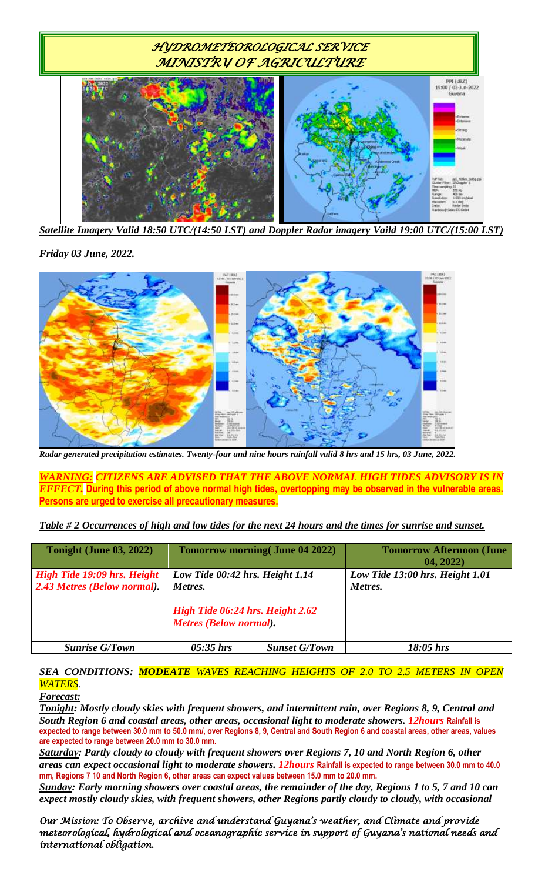# *HYDROMETEOROLOGICAL SERVICE*
# *MINISTRY OF AGRICULTURE*

***Satellite Imagery Valid 18:50 UTC/(14:50 LST) and Doppler Radar imagery Vaild 19:00 UTC/(15:00 LST)***

***Friday 03 June, 2022.***

***Radar generated precipitation estimates. Twenty-four and nine hours rainfall valid 8 hrs and 15 hrs, 03 June, 2022.***

***WARNING: CITIZENS ARE ADVISED THAT THE ABOVE NORMAL HIGH TIDES ADVISORY IS IN EFFECT.*** **During this period of above normal high tides, overtopping may be observed in the vulnerable areas. Persons are urged to exercise all precautionary measures.**

***Table # 2 Occurrences of high and low tides for the next 24 hours and the times for sunrise and sunset.***

| **Tonight (June 03, 2022)** | **Tomorrow morning( June 04 2022)** | | **Tomorrow Afternoon (June 04, 2022)** |
|---|---|---|---|
| ***High Tide 19:09 hrs. Height 2.43 Metres (Below normal).*** | ***Low Tide 00:42 hrs. Height 1.14 Metres.*** ***High Tide 06:24 hrs. Height 2.62 Metres (Below normal).*** | | ***Low Tide 13:00 hrs. Height 1.01 Metres.*** |
| ***Sunrise G/Town*** | ***05:35 hrs*** | ***Sunset G/Town*** | ***18:05 hrs*** |

***SEA CONDITIONS: MODEATE WAVES REACHING HEIGHTS OF 2.0 TO 2.5 METERS IN OPEN WATERS.***

***Forecast:***

***Tonight: Mostly cloudy skies with frequent showers, and intermittent rain, over Regions 8, 9, Central and South Region 6 and coastal areas, other areas, occasional light to moderate showers. 12hours*** **Rainfall is expected to range between 30.0 mm to 50.0 mm/, over Regions 8, 9, Central and South Region 6 and coastal areas, other areas, values are expected to range between 20.0 mm to 30.0 mm.**

***Saturday: Partly cloudy to cloudy with frequent showers over Regions 7, 10 and North Region 6, other areas can expect occasional light to moderate showers. 12hours*** **Rainfall is expected to range between 30.0 mm to 40.0 mm, Regions 7 10 and North Region 6, other areas can expect values between 15.0 mm to 20.0 mm.**

***Sunday: Early morning showers over coastal areas, the remainder of the day, Regions 1 to 5, 7 and 10 can expect mostly cloudy skies, with frequent showers, other Regions partly cloudy to cloudy, with occasional***

*Our Mission: To Observe, archive and understand Guyana's weather, and Climate and provide meteorological, hydrological and oceanographic service in support of Guyana's national needs and international obligation.*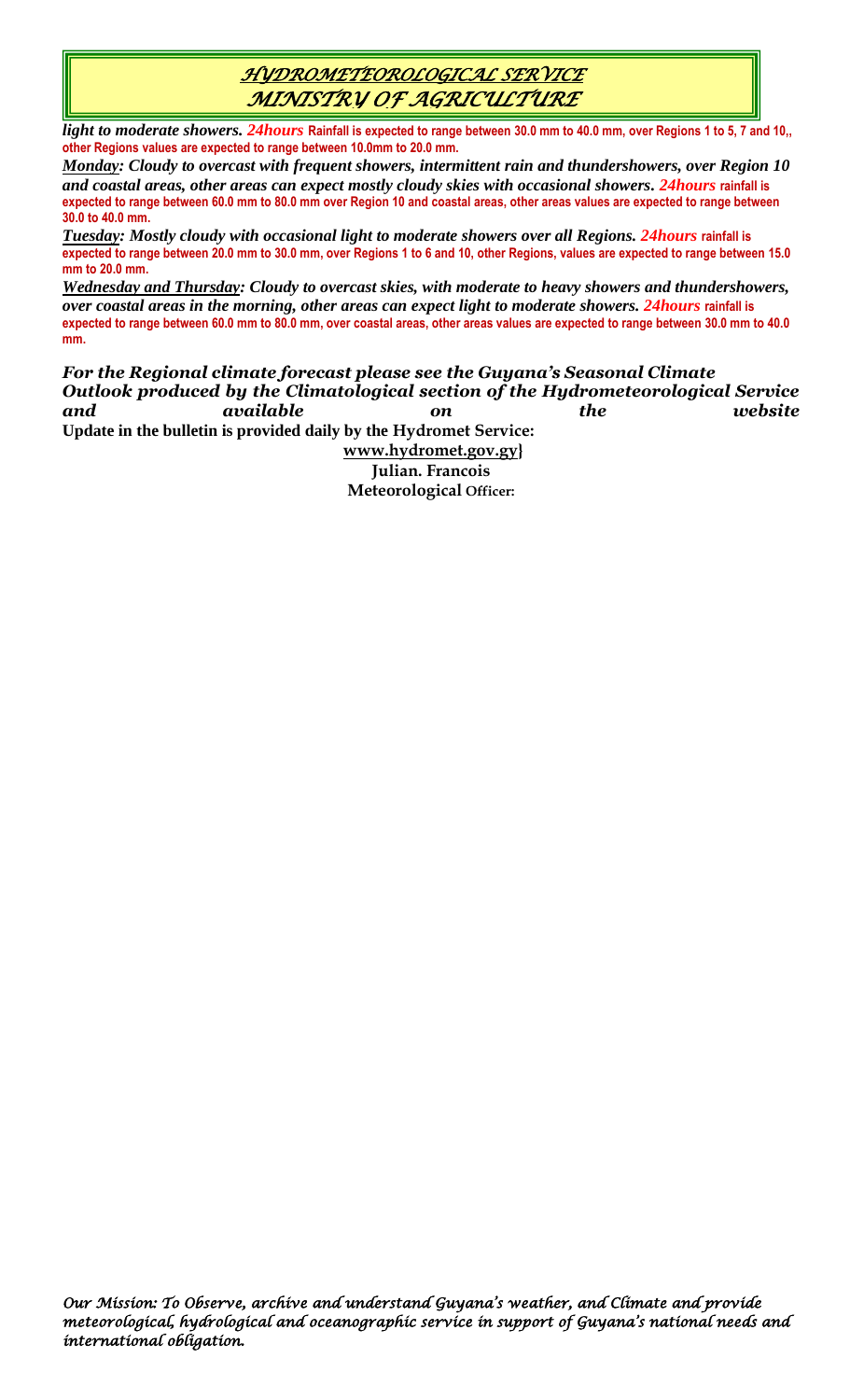*light to moderate showers.* ***24hours*** **Rainfall is expected to range between 30.0 mm to 40.0 mm, over Regions 1 to 5, 7 and 10,, other Regions values are expected to range between 10.0mm to 20.0 mm.**

***Monday:*** ***Cloudy to overcast with frequent showers, intermittent rain and thundershowers, over Region 10 and coastal areas, other areas can expect mostly cloudy skies with occasional showers.*** ***24hours*** **rainfall is expected to range between 60.0 mm to 80.0 mm over Region 10 and coastal areas, other areas values are expected to range between 30.0 to 40.0 mm.**

***Tuesday:*** ***Mostly cloudy with occasional light to moderate showers over all Regions.*** ***24hours*** **rainfall is expected to range between 20.0 mm to 30.0 mm, over Regions 1 to 6 and 10, other Regions, values are expected to range between 15.0 mm to 20.0 mm.**

***Wednesday and Thursday:*** ***Cloudy to overcast skies, with moderate to heavy showers and thundershowers, over coastal areas in the morning, other areas can expect light to moderate showers.*** ***24hours*** **rainfall is expected to range between 60.0 mm to 80.0 mm, over coastal areas, other areas values are expected to range between 30.0 mm to 40.0 mm.**

***For the Regional climate forecast please see the Guyana's Seasonal Climate Outlook produced by the Climatological section of the Hydrometeorological Service and available on the website***

**Update in the bulletin is provided daily by the Hydromet Service:**

**www.hydromet.gov.gy}**

**Julian. Francois**

**Meteorological Officer:**

*Our Mission: To Observe, archive and understand Guyana's weather, and Climate and provide meteorological, hydrological and oceanographic service in support of Guyana's national needs and international obligation.*